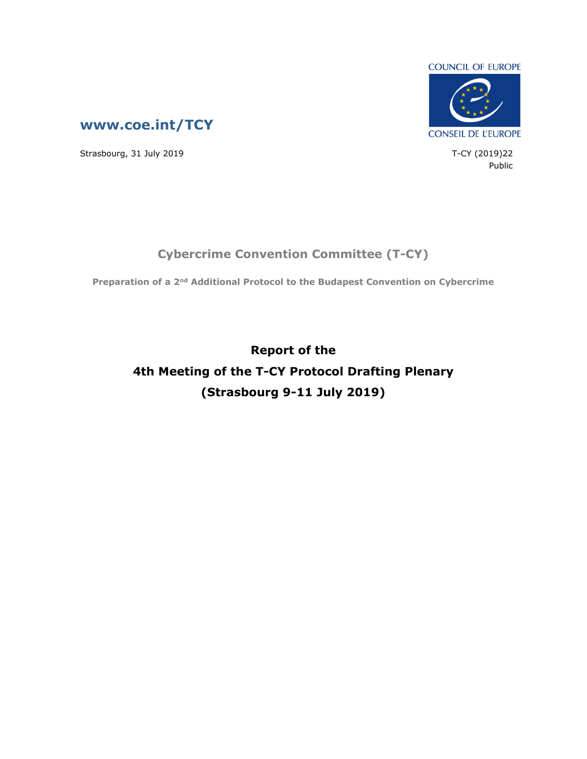COUNCIL OF EUROPE

CONSEIL DE L'EUROPE

**www.coe.int/TCY**

Strasbourg, 31 July 2019

T-CY (2019)22

Public

## Cybercrime Convention Committee (T-CY)

**Preparation of a 2nd Additional Protocol to the Budapest Convention on Cybercrime**

# Report of the 4th Meeting of the T-CY Protocol Drafting Plenary (Strasbourg 9-11 July 2019)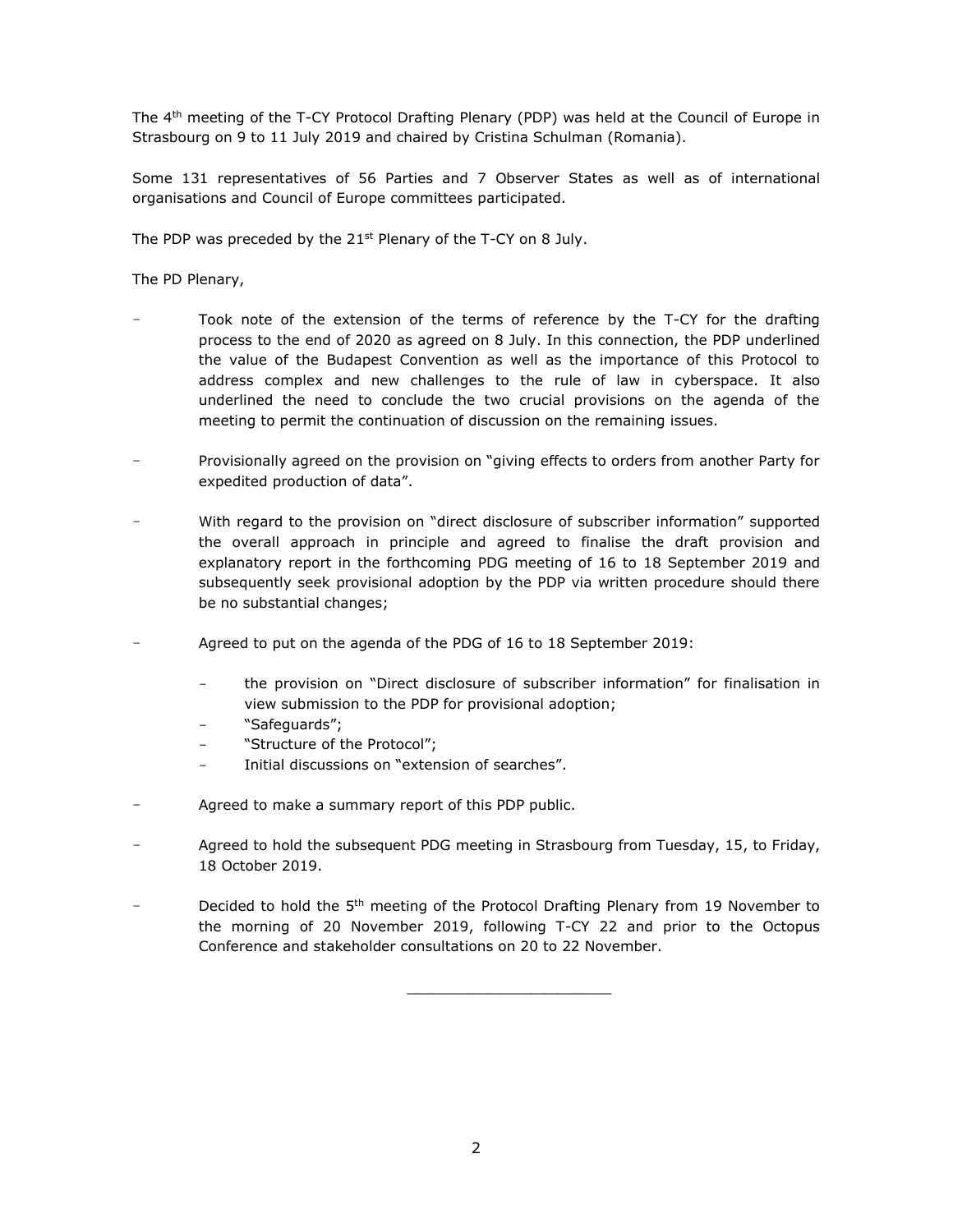The 4th meeting of the T-CY Protocol Drafting Plenary (PDP) was held at the Council of Europe in Strasbourg on 9 to 11 July 2019 and chaired by Cristina Schulman (Romania).

Some 131 representatives of 56 Parties and 7 Observer States as well as of international organisations and Council of Europe committees participated.

The PDP was preceded by the 21st Plenary of the T-CY on 8 July.

The PD Plenary,

- Took note of the extension of the terms of reference by the T-CY for the drafting process to the end of 2020 as agreed on 8 July. In this connection, the PDP underlined the value of the Budapest Convention as well as the importance of this Protocol to address complex and new challenges to the rule of law in cyberspace. It also underlined the need to conclude the two crucial provisions on the agenda of the meeting to permit the continuation of discussion on the remaining issues.

- Provisionally agreed on the provision on "giving effects to orders from another Party for expedited production of data".

- With regard to the provision on "direct disclosure of subscriber information" supported the overall approach in principle and agreed to finalise the draft provision and explanatory report in the forthcoming PDG meeting of 16 to 18 September 2019 and subsequently seek provisional adoption by the PDP via written procedure should there be no substantial changes;

- Agreed to put on the agenda of the PDG of 16 to 18 September 2019:

  - the provision on "Direct disclosure of subscriber information" for finalisation in view submission to the PDP for provisional adoption;
  - "Safeguards";
  - "Structure of the Protocol";
  - Initial discussions on "extension of searches".

- Agreed to make a summary report of this PDP public.

- Agreed to hold the subsequent PDG meeting in Strasbourg from Tuesday, 15, to Friday, 18 October 2019.

- Decided to hold the 5th meeting of the Protocol Drafting Plenary from 19 November to the morning of 20 November 2019, following T-CY 22 and prior to the Octopus Conference and stakeholder consultations on 20 to 22 November.

---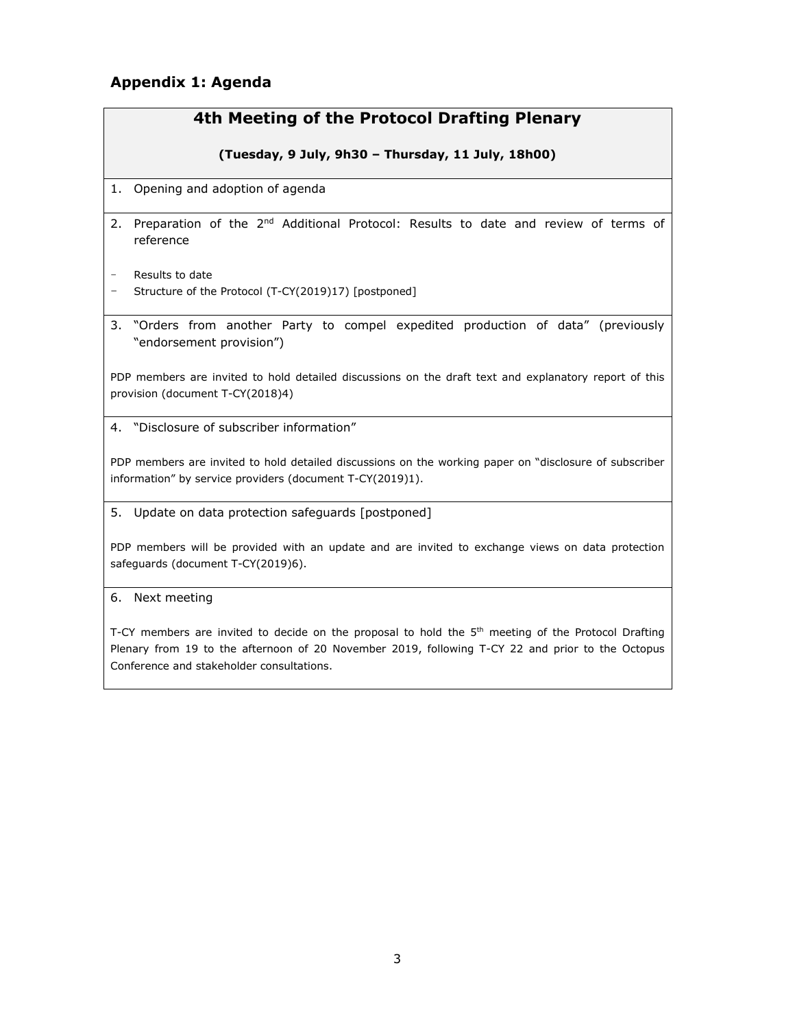## Appendix 1: Agenda

### 4th Meeting of the Protocol Drafting Plenary

**(Tuesday, 9 July, 9h30 – Thursday, 11 July, 18h00)**

1. Opening and adoption of agenda

2. Preparation of the 2nd Additional Protocol: Results to date and review of terms of reference

- Results to date
- Structure of the Protocol (T-CY(2019)17) [postponed]

3. "Orders from another Party to compel expedited production of data" (previously "endorsement provision")

PDP members are invited to hold detailed discussions on the draft text and explanatory report of this provision (document T-CY(2018)4)

4. "Disclosure of subscriber information"

PDP members are invited to hold detailed discussions on the working paper on "disclosure of subscriber information" by service providers (document T-CY(2019)1).

5. Update on data protection safeguards [postponed]

PDP members will be provided with an update and are invited to exchange views on data protection safeguards (document T-CY(2019)6).

6. Next meeting

T-CY members are invited to decide on the proposal to hold the 5th meeting of the Protocol Drafting Plenary from 19 to the afternoon of 20 November 2019, following T-CY 22 and prior to the Octopus Conference and stakeholder consultations.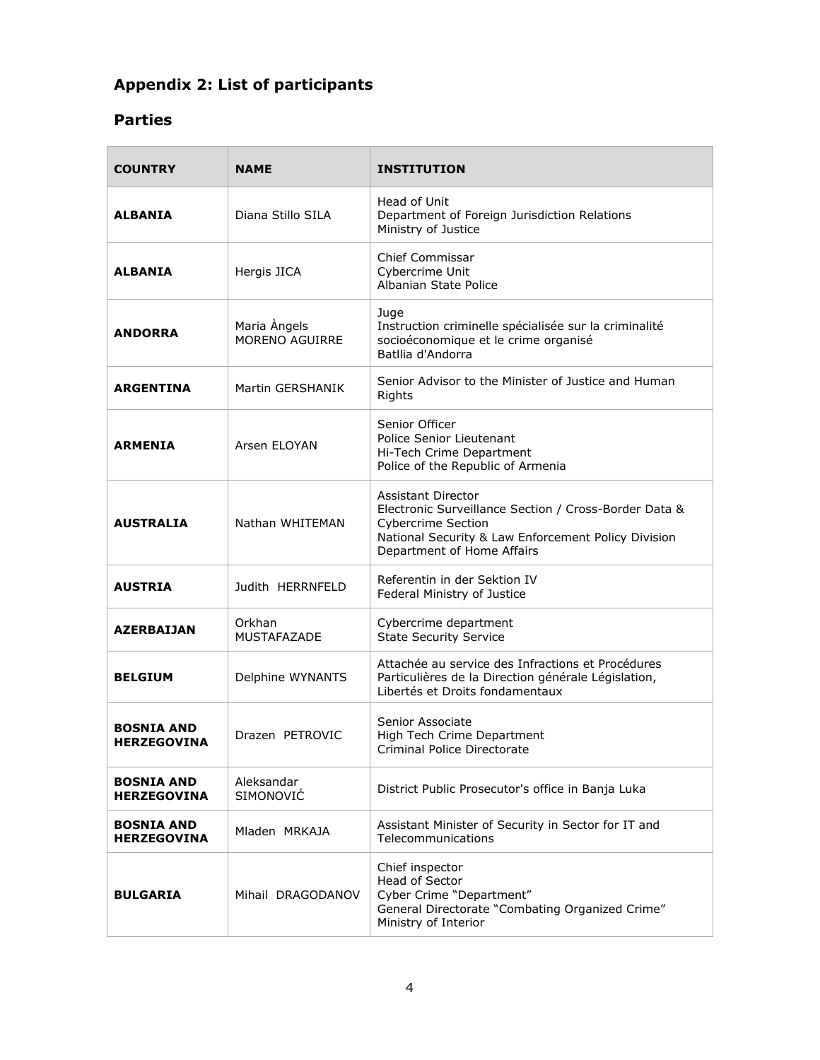## Appendix 2: List of participants

## Parties

| COUNTRY | NAME | INSTITUTION |
|---|---|---|
| **ALBANIA** | Diana Stillo SILA | Head of Unit<br>Department of Foreign Jurisdiction Relations<br>Ministry of Justice |
| **ALBANIA** | Hergis JICA | Chief Commissar<br>Cybercrime Unit<br>Albanian State Police |
| **ANDORRA** | Maria Àngels MORENO AGUIRRE | Juge<br>Instruction criminelle spécialisée sur la criminalité socioéconomique et le crime organisé<br>Batllia d'Andorra |
| **ARGENTINA** | Martin GERSHANIK | Senior Advisor to the Minister of Justice and Human Rights |
| **ARMENIA** | Arsen ELOYAN | Senior Officer<br>Police Senior Lieutenant<br>Hi-Tech Crime Department<br>Police of the Republic of Armenia |
| **AUSTRALIA** | Nathan WHITEMAN | Assistant Director<br>Electronic Surveillance Section / Cross-Border Data & Cybercrime Section<br>National Security & Law Enforcement Policy Division<br>Department of Home Affairs |
| **AUSTRIA** | Judith HERRNFELD | Referentin in der Sektion IV<br>Federal Ministry of Justice |
| **AZERBAIJAN** | Orkhan MUSTAFAZADE | Cybercrime department<br>State Security Service |
| **BELGIUM** | Delphine WYNANTS | Attachée au service des Infractions et Procédures Particulières de la Direction générale Législation, Libertés et Droits fondamentaux |
| **BOSNIA AND HERZEGOVINA** | Drazen PETROVIC | Senior Associate<br>High Tech Crime Department<br>Criminal Police Directorate |
| **BOSNIA AND HERZEGOVINA** | Aleksandar SIMONOVIĆ | District Public Prosecutor's office in Banja Luka |
| **BOSNIA AND HERZEGOVINA** | Mladen MRKAJA | Assistant Minister of Security in Sector for IT and Telecommunications |
| **BULGARIA** | Mihail DRAGODANOV | Chief inspector<br>Head of Sector<br>Cyber Crime "Department"<br>General Directorate "Combating Organized Crime"<br>Ministry of Interior |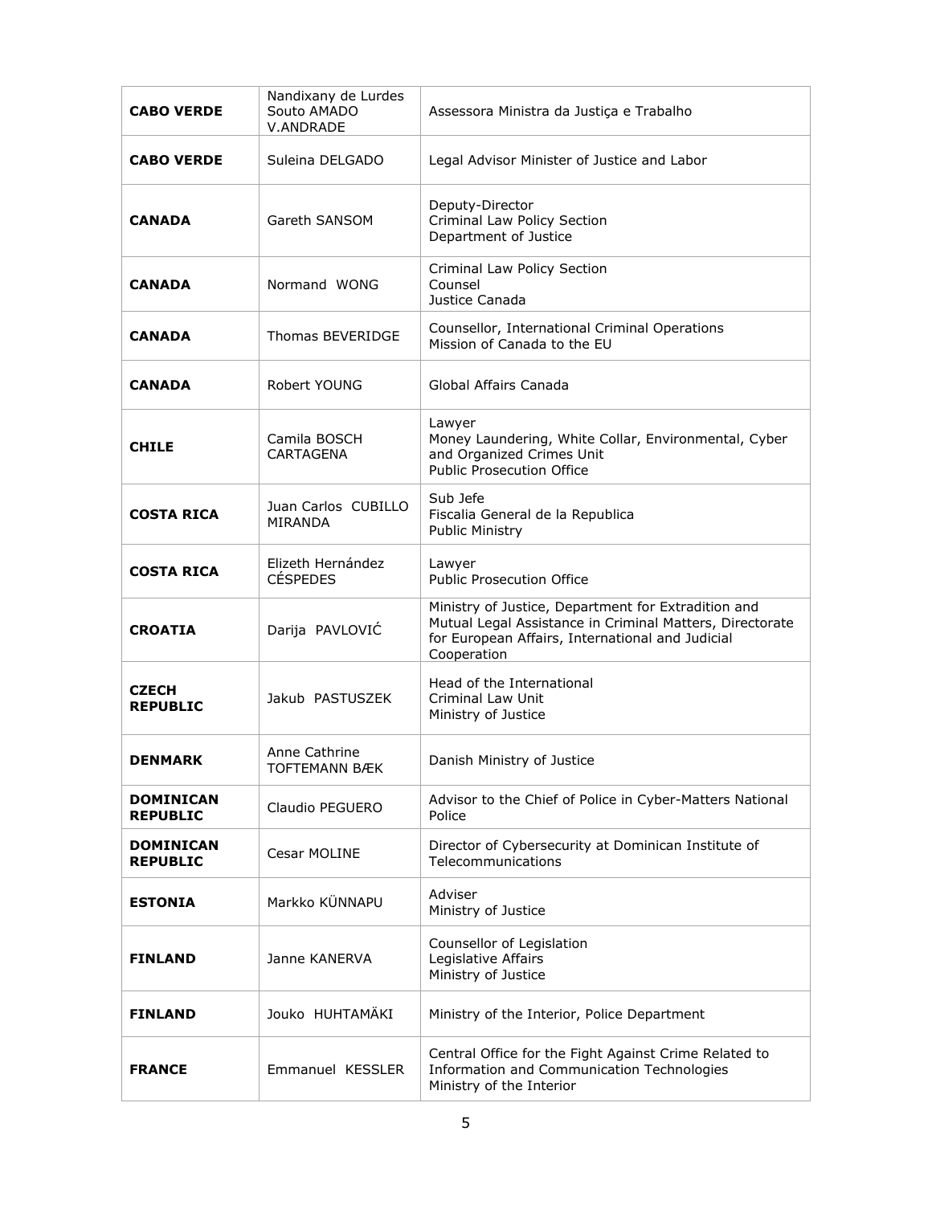| | | |
|---|---|---|
| **CABO VERDE** | Nandixany de Lurdes Souto AMADO V.ANDRADE | Assessora Ministra da Justiça e Trabalho |
| **CABO VERDE** | Suleina DELGADO | Legal Advisor Minister of Justice and Labor |
| **CANADA** | Gareth SANSOM | Deputy-Director<br>Criminal Law Policy Section<br>Department of Justice |
| **CANADA** | Normand WONG | Criminal Law Policy Section<br>Counsel<br>Justice Canada |
| **CANADA** | Thomas BEVERIDGE | Counsellor, International Criminal Operations<br>Mission of Canada to the EU |
| **CANADA** | Robert YOUNG | Global Affairs Canada |
| **CHILE** | Camila BOSCH CARTAGENA | Lawyer<br>Money Laundering, White Collar, Environmental, Cyber and Organized Crimes Unit<br>Public Prosecution Office |
| **COSTA RICA** | Juan Carlos CUBILLO MIRANDA | Sub Jefe<br>Fiscalia General de la Republica<br>Public Ministry |
| **COSTA RICA** | Elizeth Hernández CÉSPEDES | Lawyer<br>Public Prosecution Office |
| **CROATIA** | Darija PAVLOVIĆ | Ministry of Justice, Department for Extradition and Mutual Legal Assistance in Criminal Matters, Directorate for European Affairs, International and Judicial Cooperation |
| **CZECH REPUBLIC** | Jakub PASTUSZEK | Head of the International Criminal Law Unit<br>Ministry of Justice |
| **DENMARK** | Anne Cathrine TOFTEMANN BÆK | Danish Ministry of Justice |
| **DOMINICAN REPUBLIC** | Claudio PEGUERO | Advisor to the Chief of Police in Cyber-Matters National Police |
| **DOMINICAN REPUBLIC** | Cesar MOLINE | Director of Cybersecurity at Dominican Institute of Telecommunications |
| **ESTONIA** | Markko KÜNNAPU | Adviser<br>Ministry of Justice |
| **FINLAND** | Janne KANERVA | Counsellor of Legislation<br>Legislative Affairs<br>Ministry of Justice |
| **FINLAND** | Jouko HUHTAMÄKI | Ministry of the Interior, Police Department |
| **FRANCE** | Emmanuel KESSLER | Central Office for the Fight Against Crime Related to Information and Communication Technologies<br>Ministry of the Interior |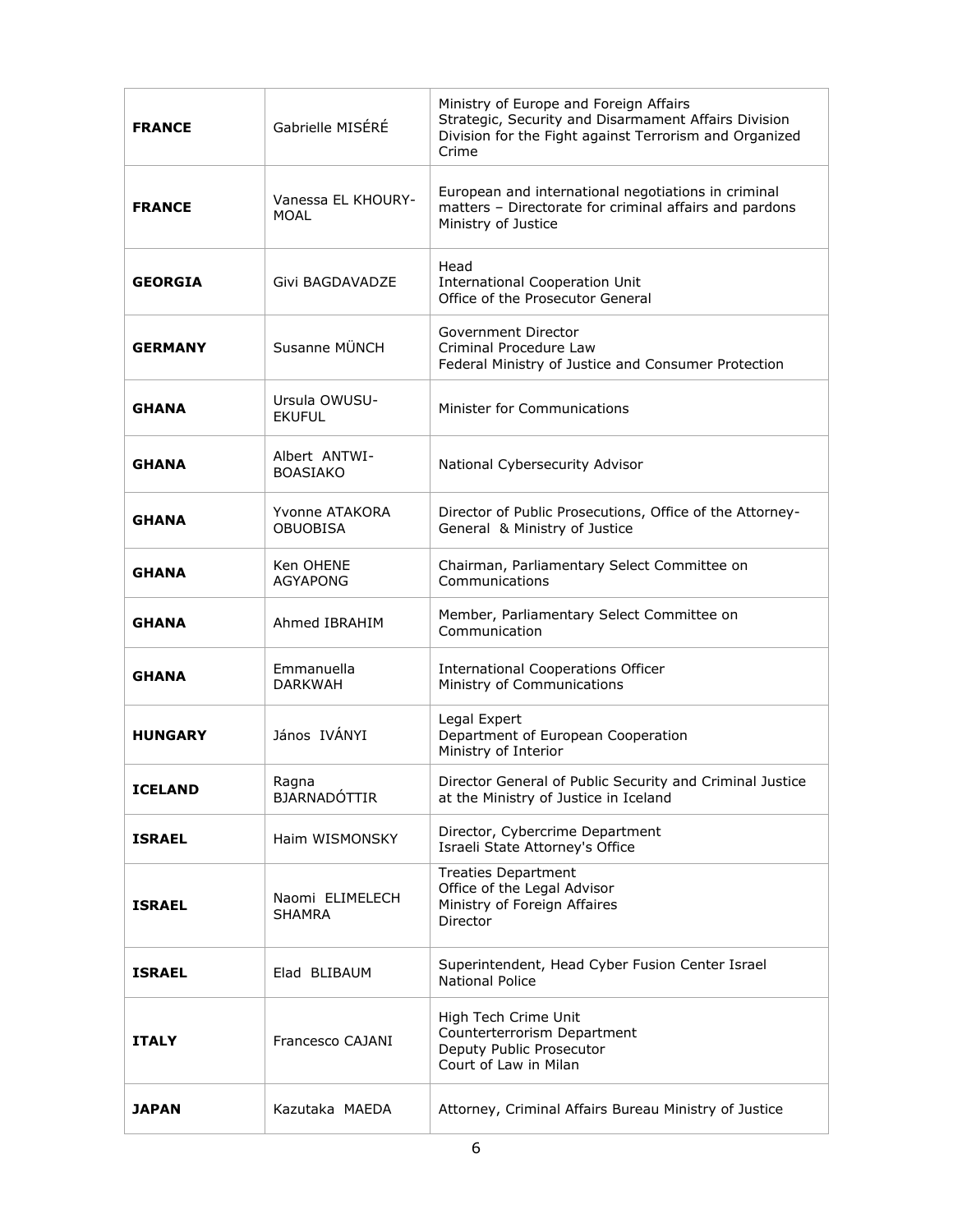| | | |
|---|---|---|
| **FRANCE** | Gabrielle MISÉRÉ | Ministry of Europe and Foreign Affairs<br>Strategic, Security and Disarmament Affairs Division<br>Division for the Fight against Terrorism and Organized Crime |
| **FRANCE** | Vanessa EL KHOURY-MOAL | European and international negotiations in criminal matters – Directorate for criminal affairs and pardons<br>Ministry of Justice |
| **GEORGIA** | Givi BAGDAVADZE | Head<br>International Cooperation Unit<br>Office of the Prosecutor General |
| **GERMANY** | Susanne MÜNCH | Government Director<br>Criminal Procedure Law<br>Federal Ministry of Justice and Consumer Protection |
| **GHANA** | Ursula OWUSU-EKUFUL | Minister for Communications |
| **GHANA** | Albert ANTWI-BOASIAKO | National Cybersecurity Advisor |
| **GHANA** | Yvonne ATAKORA OBUOBISA | Director of Public Prosecutions, Office of the Attorney-General & Ministry of Justice |
| **GHANA** | Ken OHENE AGYAPONG | Chairman, Parliamentary Select Committee on Communications |
| **GHANA** | Ahmed IBRAHIM | Member, Parliamentary Select Committee on Communication |
| **GHANA** | Emmanuella DARKWAH | International Cooperations Officer<br>Ministry of Communications |
| **HUNGARY** | János IVÁNYI | Legal Expert<br>Department of European Cooperation<br>Ministry of Interior |
| **ICELAND** | Ragna BJARNADÓTTIR | Director General of Public Security and Criminal Justice at the Ministry of Justice in Iceland |
| **ISRAEL** | Haim WISMONSKY | Director, Cybercrime Department<br>Israeli State Attorney's Office |
| **ISRAEL** | Naomi ELIMELECH SHAMRA | Treaties Department<br>Office of the Legal Advisor<br>Ministry of Foreign Affaires<br>Director |
| **ISRAEL** | Elad BLIBAUM | Superintendent, Head Cyber Fusion Center Israel National Police |
| **ITALY** | Francesco CAJANI | High Tech Crime Unit<br>Counterterrorism Department<br>Deputy Public Prosecutor<br>Court of Law in Milan |
| **JAPAN** | Kazutaka MAEDA | Attorney, Criminal Affairs Bureau Ministry of Justice |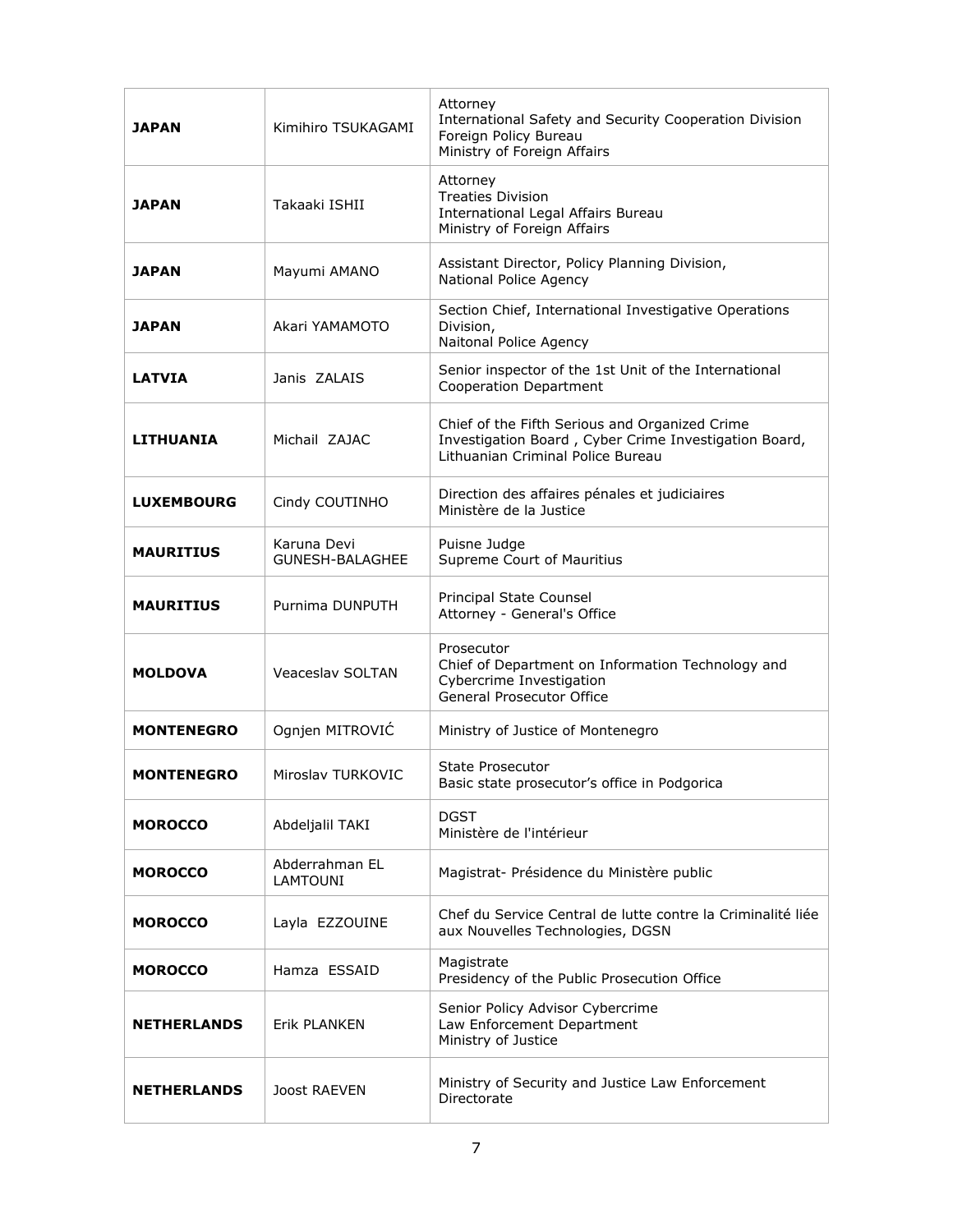| | | |
|---|---|---|
| **JAPAN** | Kimihiro TSUKAGAMI | Attorney<br>International Safety and Security Cooperation Division<br>Foreign Policy Bureau<br>Ministry of Foreign Affairs |
| **JAPAN** | Takaaki ISHII | Attorney<br>Treaties Division<br>International Legal Affairs Bureau<br>Ministry of Foreign Affairs |
| **JAPAN** | Mayumi AMANO | Assistant Director, Policy Planning Division,<br>National Police Agency |
| **JAPAN** | Akari YAMAMOTO | Section Chief, International Investigative Operations Division,<br>Naitonal Police Agency |
| **LATVIA** | Janis ZALAIS | Senior inspector of the 1st Unit of the International Cooperation Department |
| **LITHUANIA** | Michail ZAJAC | Chief of the Fifth Serious and Organized Crime Investigation Board , Cyber Crime Investigation Board, Lithuanian Criminal Police Bureau |
| **LUXEMBOURG** | Cindy COUTINHO | Direction des affaires pénales et judiciaires<br>Ministère de la Justice |
| **MAURITIUS** | Karuna Devi GUNESH-BALAGHEE | Puisne Judge<br>Supreme Court of Mauritius |
| **MAURITIUS** | Purnima DUNPUTH | Principal State Counsel<br>Attorney - General's Office |
| **MOLDOVA** | Veaceslav SOLTAN | Prosecutor<br>Chief of Department on Information Technology and Cybercrime Investigation<br>General Prosecutor Office |
| **MONTENEGRO** | Ognjen MITROVIĆ | Ministry of Justice of Montenegro |
| **MONTENEGRO** | Miroslav TURKOVIC | State Prosecutor<br>Basic state prosecutor's office in Podgorica |
| **MOROCCO** | Abdeljalil TAKI | DGST<br>Ministère de l'intérieur |
| **MOROCCO** | Abderrahman EL LAMTOUNI | Magistrat- Présidence du Ministère public |
| **MOROCCO** | Layla EZZOUINE | Chef du Service Central de lutte contre la Criminalité liée aux Nouvelles Technologies, DGSN |
| **MOROCCO** | Hamza ESSAID | Magistrate<br>Presidency of the Public Prosecution Office |
| **NETHERLANDS** | Erik PLANKEN | Senior Policy Advisor Cybercrime<br>Law Enforcement Department<br>Ministry of Justice |
| **NETHERLANDS** | Joost RAEVEN | Ministry of Security and Justice Law Enforcement Directorate |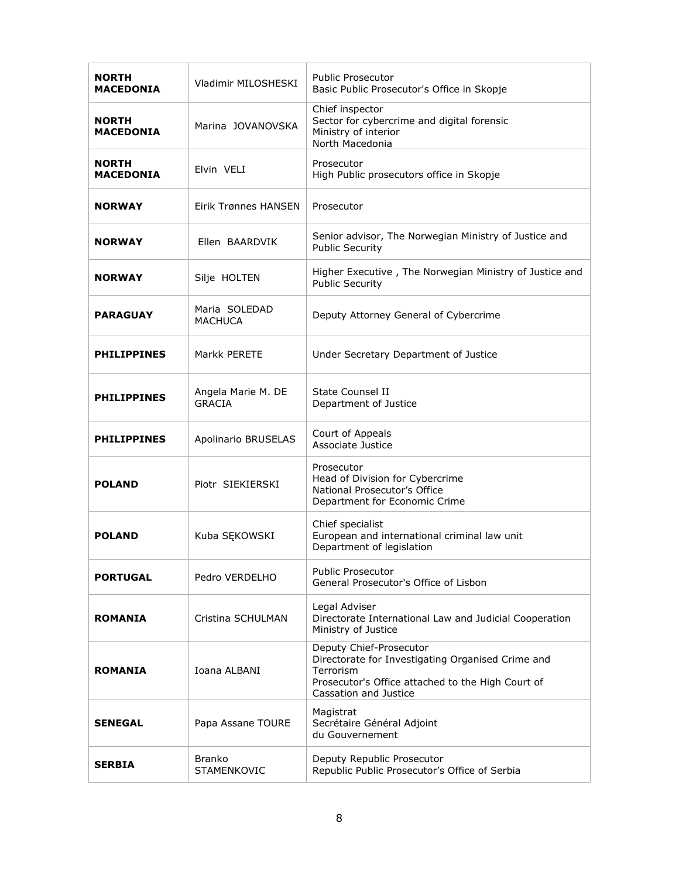| | | |
|---|---|---|
| **NORTH MACEDONIA** | Vladimir MILOSHESKI | Public Prosecutor<br>Basic Public Prosecutor's Office in Skopje |
| **NORTH MACEDONIA** | Marina JOVANOVSKA | Chief inspector<br>Sector for cybercrime and digital forensic<br>Ministry of interior<br>North Macedonia |
| **NORTH MACEDONIA** | Elvin VELI | Prosecutor<br>High Public prosecutors office in Skopje |
| **NORWAY** | Eirik Trønnes HANSEN | Prosecutor |
| **NORWAY** | Ellen BAARDVIK | Senior advisor, The Norwegian Ministry of Justice and Public Security |
| **NORWAY** | Silje HOLTEN | Higher Executive , The Norwegian Ministry of Justice and Public Security |
| **PARAGUAY** | Maria SOLEDAD MACHUCA | Deputy Attorney General of Cybercrime |
| **PHILIPPINES** | Markk PERETE | Under Secretary Department of Justice |
| **PHILIPPINES** | Angela Marie M. DE GRACIA | State Counsel II<br>Department of Justice |
| **PHILIPPINES** | Apolinario BRUSELAS | Court of Appeals<br>Associate Justice |
| **POLAND** | Piotr SIEKIERSKI | Prosecutor<br>Head of Division for Cybercrime<br>National Prosecutor's Office<br>Department for Economic Crime |
| **POLAND** | Kuba SĘKOWSKI | Chief specialist<br>European and international criminal law unit<br>Department of legislation |
| **PORTUGAL** | Pedro VERDELHO | Public Prosecutor<br>General Prosecutor's Office of Lisbon |
| **ROMANIA** | Cristina SCHULMAN | Legal Adviser<br>Directorate International Law and Judicial Cooperation<br>Ministry of Justice |
| **ROMANIA** | Ioana ALBANI | Deputy Chief-Prosecutor<br>Directorate for Investigating Organised Crime and Terrorism<br>Prosecutor's Office attached to the High Court of Cassation and Justice |
| **SENEGAL** | Papa Assane TOURE | Magistrat<br>Secrétaire Général Adjoint du Gouvernement |
| **SERBIA** | Branko STAMENKOVIC | Deputy Republic Prosecutor<br>Republic Public Prosecutor's Office of Serbia |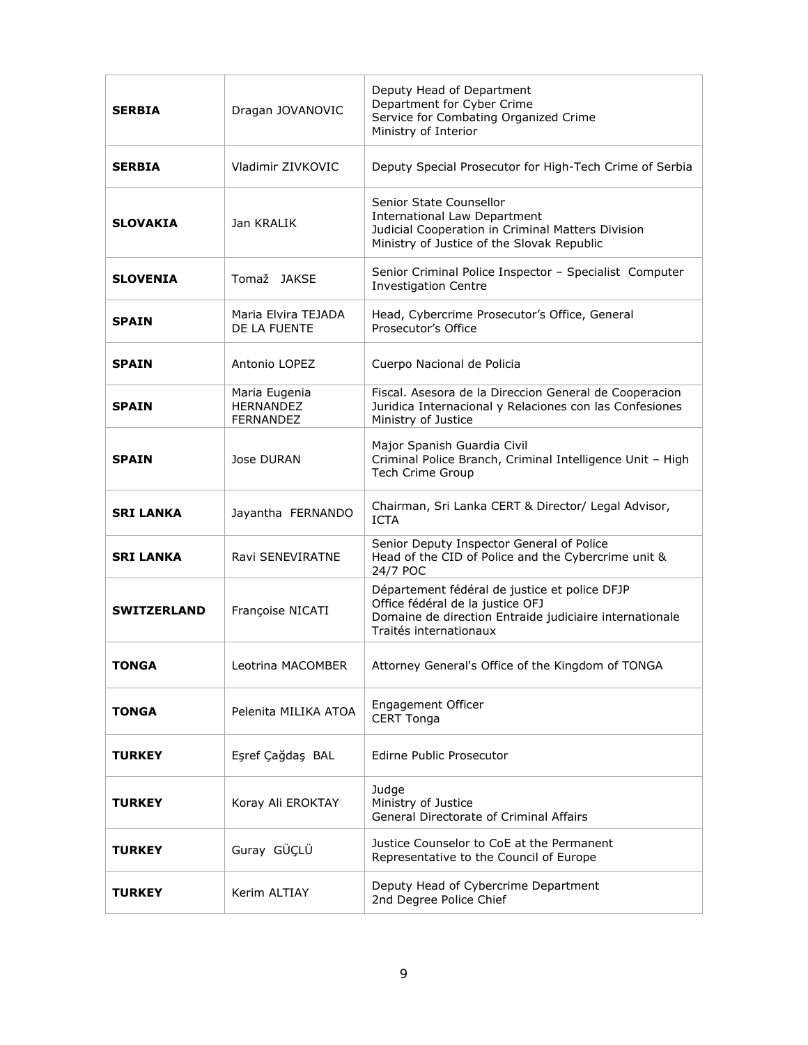| | | |
|---|---|---|
| **SERBIA** | Dragan JOVANOVIC | Deputy Head of Department<br>Department for Cyber Crime<br>Service for Combating Organized Crime<br>Ministry of Interior |
| **SERBIA** | Vladimir ZIVKOVIC | Deputy Special Prosecutor for High-Tech Crime of Serbia |
| **SLOVAKIA** | Jan KRALIK | Senior State Counsellor<br>International Law Department<br>Judicial Cooperation in Criminal Matters Division<br>Ministry of Justice of the Slovak Republic |
| **SLOVENIA** | Tomaž JAKSE | Senior Criminal Police Inspector – Specialist Computer Investigation Centre |
| **SPAIN** | Maria Elvira TEJADA DE LA FUENTE | Head, Cybercrime Prosecutor's Office, General Prosecutor's Office |
| **SPAIN** | Antonio LOPEZ | Cuerpo Nacional de Policia |
| **SPAIN** | Maria Eugenia HERNANDEZ FERNANDEZ | Fiscal. Asesora de la Direccion General de Cooperacion Juridica Internacional y Relaciones con las Confesiones<br>Ministry of Justice |
| **SPAIN** | Jose DURAN | Major Spanish Guardia Civil<br>Criminal Police Branch, Criminal Intelligence Unit – High Tech Crime Group |
| **SRI LANKA** | Jayantha FERNANDO | Chairman, Sri Lanka CERT & Director/ Legal Advisor, ICTA |
| **SRI LANKA** | Ravi SENEVIRATNE | Senior Deputy Inspector General of Police<br>Head of the CID of Police and the Cybercrime unit & 24/7 POC |
| **SWITZERLAND** | Françoise NICATI | Département fédéral de justice et police DFJP<br>Office fédéral de la justice OFJ<br>Domaine de direction Entraide judiciaire internationale<br>Traités internationaux |
| **TONGA** | Leotrina MACOMBER | Attorney General's Office of the Kingdom of TONGA |
| **TONGA** | Pelenita MILIKA ATOA | Engagement Officer<br>CERT Tonga |
| **TURKEY** | Eşref Çağdaş BAL | Edirne Public Prosecutor |
| **TURKEY** | Koray Ali EROKTAY | Judge<br>Ministry of Justice<br>General Directorate of Criminal Affairs |
| **TURKEY** | Guray GÜÇLÜ | Justice Counselor to CoE at the Permanent Representative to the Council of Europe |
| **TURKEY** | Kerim ALTIAY | Deputy Head of Cybercrime Department<br>2nd Degree Police Chief |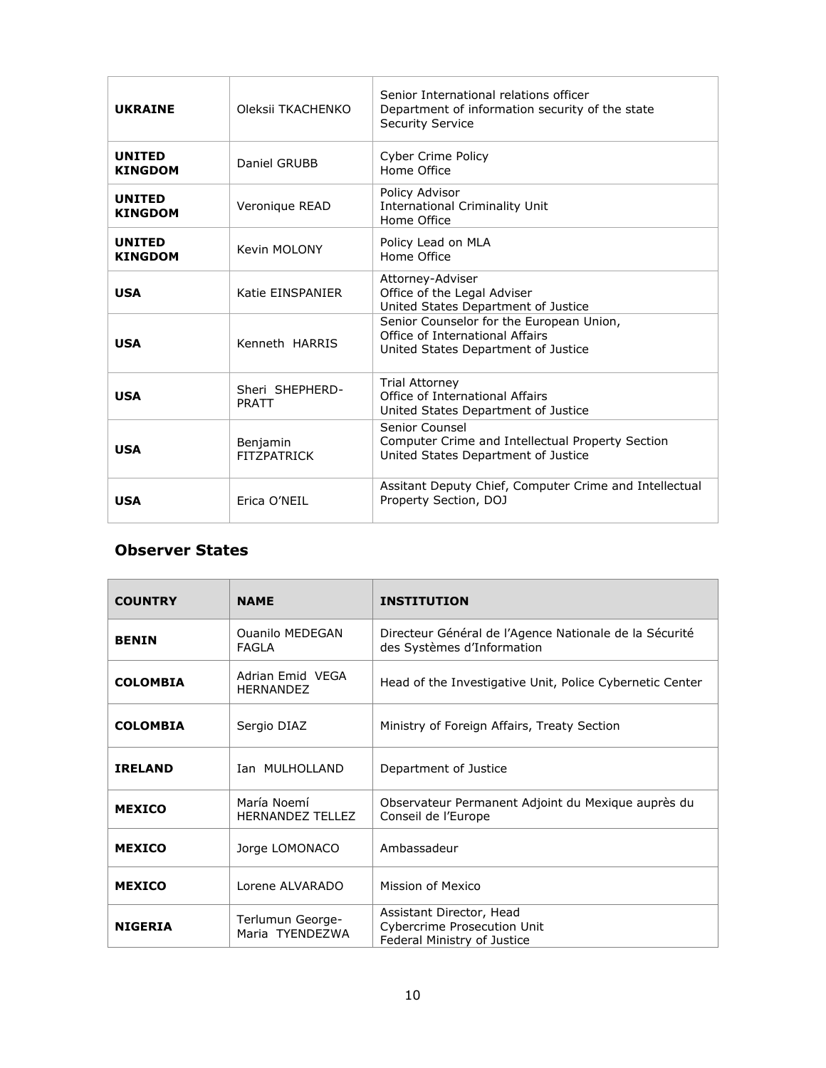| | | |
|---|---|---|
| **UKRAINE** | Oleksii TKACHENKO | Senior International relations officer<br>Department of information security of the state Security Service |
| **UNITED KINGDOM** | Daniel GRUBB | Cyber Crime Policy<br>Home Office |
| **UNITED KINGDOM** | Veronique READ | Policy Advisor<br>International Criminality Unit<br>Home Office |
| **UNITED KINGDOM** | Kevin MOLONY | Policy Lead on MLA<br>Home Office |
| **USA** | Katie EINSPANIER | Attorney-Adviser<br>Office of the Legal Adviser<br>United States Department of Justice |
| **USA** | Kenneth HARRIS | Senior Counselor for the European Union,<br>Office of International Affairs<br>United States Department of Justice |
| **USA** | Sheri SHEPHERD-PRATT | Trial Attorney<br>Office of International Affairs<br>United States Department of Justice |
| **USA** | Benjamin FITZPATRICK | Senior Counsel<br>Computer Crime and Intellectual Property Section<br>United States Department of Justice |
| **USA** | Erica O'NEIL | Assitant Deputy Chief, Computer Crime and Intellectual Property Section, DOJ |

## Observer States

| COUNTRY | NAME | INSTITUTION |
|---|---|---|
| **BENIN** | Ouanilo MEDEGAN FAGLA | Directeur Général de l'Agence Nationale de la Sécurité des Systèmes d'Information |
| **COLOMBIA** | Adrian Emid VEGA HERNANDEZ | Head of the Investigative Unit, Police Cybernetic Center |
| **COLOMBIA** | Sergio DIAZ | Ministry of Foreign Affairs, Treaty Section |
| **IRELAND** | Ian MULHOLLAND | Department of Justice |
| **MEXICO** | María Noemí HERNANDEZ TELLEZ | Observateur Permanent Adjoint du Mexique auprès du Conseil de l'Europe |
| **MEXICO** | Jorge LOMONACO | Ambassadeur |
| **MEXICO** | Lorene ALVARADO | Mission of Mexico |
| **NIGERIA** | Terlumun George-Maria TYENDEZWA | Assistant Director, Head<br>Cybercrime Prosecution Unit<br>Federal Ministry of Justice |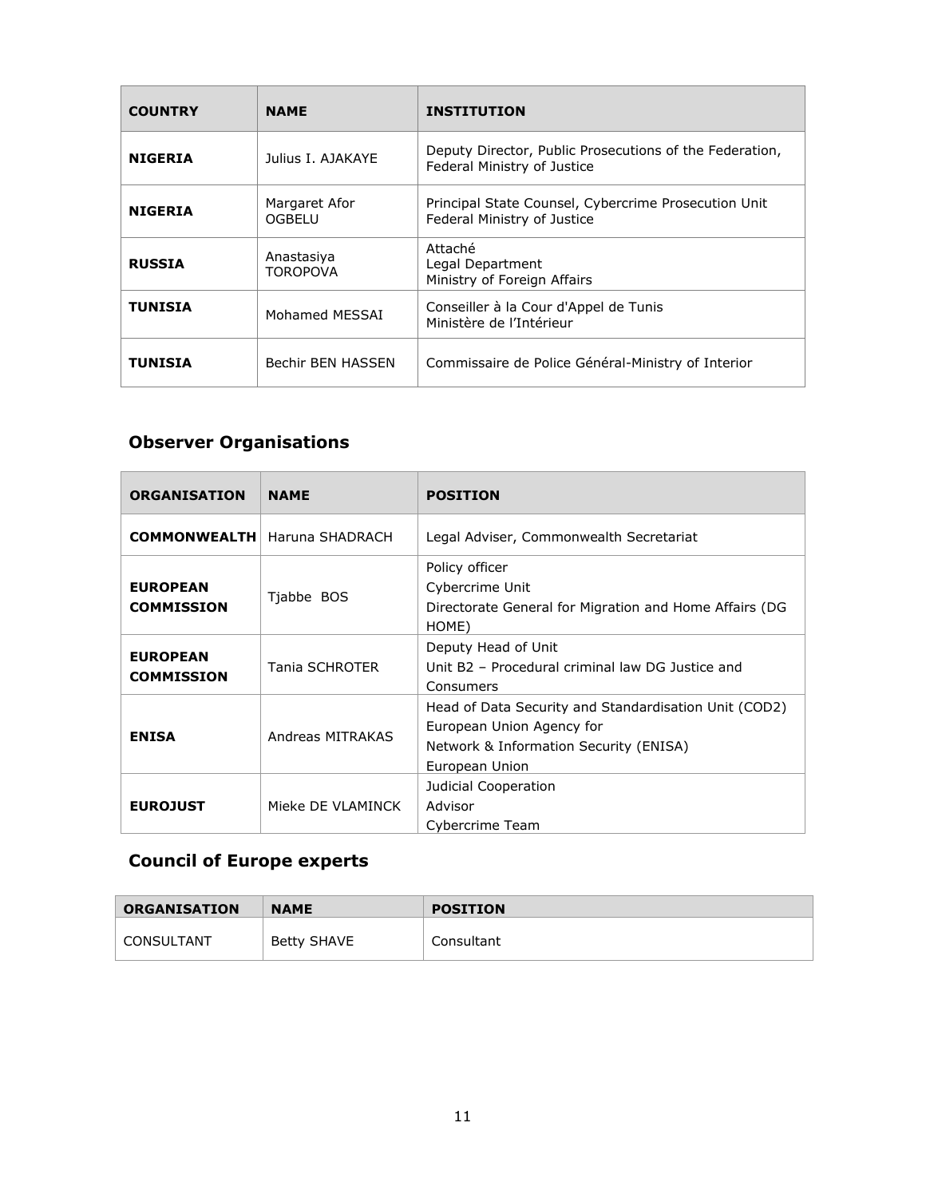| COUNTRY | NAME | INSTITUTION |
|---|---|---|
| **NIGERIA** | Julius I. AJAKAYE | Deputy Director, Public Prosecutions of the Federation, Federal Ministry of Justice |
| **NIGERIA** | Margaret Afor OGBELU | Principal State Counsel, Cybercrime Prosecution Unit Federal Ministry of Justice |
| **RUSSIA** | Anastasiya TOROPOVA | Attaché Legal Department Ministry of Foreign Affairs |
| **TUNISIA** | Mohamed MESSAI | Conseiller à la Cour d'Appel de Tunis Ministère de l'Intérieur |
| **TUNISIA** | Bechir BEN HASSEN | Commissaire de Police Général-Ministry of Interior |

## Observer Organisations

| ORGANISATION | NAME | POSITION |
|---|---|---|
| **COMMONWEALTH** | Haruna SHADRACH | Legal Adviser, Commonwealth Secretariat |
| **EUROPEAN COMMISSION** | Tjabbe BOS | Policy officer Cybercrime Unit Directorate General for Migration and Home Affairs (DG HOME) |
| **EUROPEAN COMMISSION** | Tania SCHROTER | Deputy Head of Unit Unit B2 – Procedural criminal law DG Justice and Consumers |
| **ENISA** | Andreas MITRAKAS | Head of Data Security and Standardisation Unit (COD2) European Union Agency for Network & Information Security (ENISA) European Union |
| **EUROJUST** | Mieke DE VLAMINCK | Judicial Cooperation Advisor Cybercrime Team |

## Council of Europe experts

| ORGANISATION | NAME | POSITION |
|---|---|---|
| CONSULTANT | Betty SHAVE | Consultant |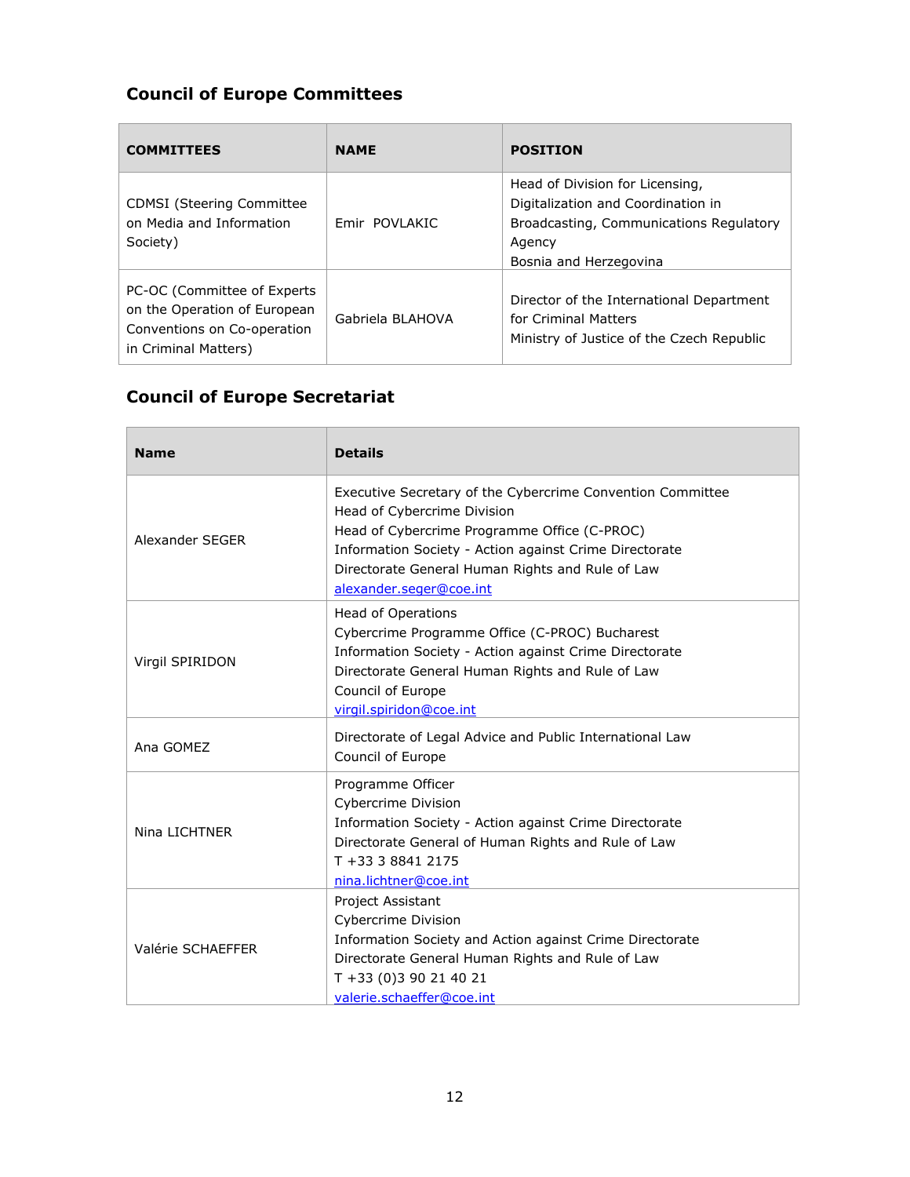## Council of Europe Committees

| COMMITTEES | NAME | POSITION |
|---|---|---|
| CDMSI (Steering Committee on Media and Information Society) | Emir POVLAKIC | Head of Division for Licensing, Digitalization and Coordination in Broadcasting, Communications Regulatory Agency<br>Bosnia and Herzegovina |
| PC-OC (Committee of Experts on the Operation of European Conventions on Co-operation in Criminal Matters) | Gabriela BLAHOVA | Director of the International Department for Criminal Matters<br>Ministry of Justice of the Czech Republic |

## Council of Europe Secretariat

| Name | Details |
|---|---|
| Alexander SEGER | Executive Secretary of the Cybercrime Convention Committee<br>Head of Cybercrime Division<br>Head of Cybercrime Programme Office (C-PROC)<br>Information Society - Action against Crime Directorate<br>Directorate General Human Rights and Rule of Law<br>alexander.seger@coe.int |
| Virgil SPIRIDON | Head of Operations<br>Cybercrime Programme Office (C-PROC) Bucharest<br>Information Society - Action against Crime Directorate<br>Directorate General Human Rights and Rule of Law<br>Council of Europe<br>virgil.spiridon@coe.int |
| Ana GOMEZ | Directorate of Legal Advice and Public International Law<br>Council of Europe |
| Nina LICHTNER | Programme Officer<br>Cybercrime Division<br>Information Society - Action against Crime Directorate<br>Directorate General of Human Rights and Rule of Law<br>T +33 3 8841 2175<br>nina.lichtner@coe.int |
| Valérie SCHAEFFER | Project Assistant<br>Cybercrime Division<br>Information Society and Action against Crime Directorate<br>Directorate General Human Rights and Rule of Law<br>T +33 (0)3 90 21 40 21<br>valerie.schaeffer@coe.int |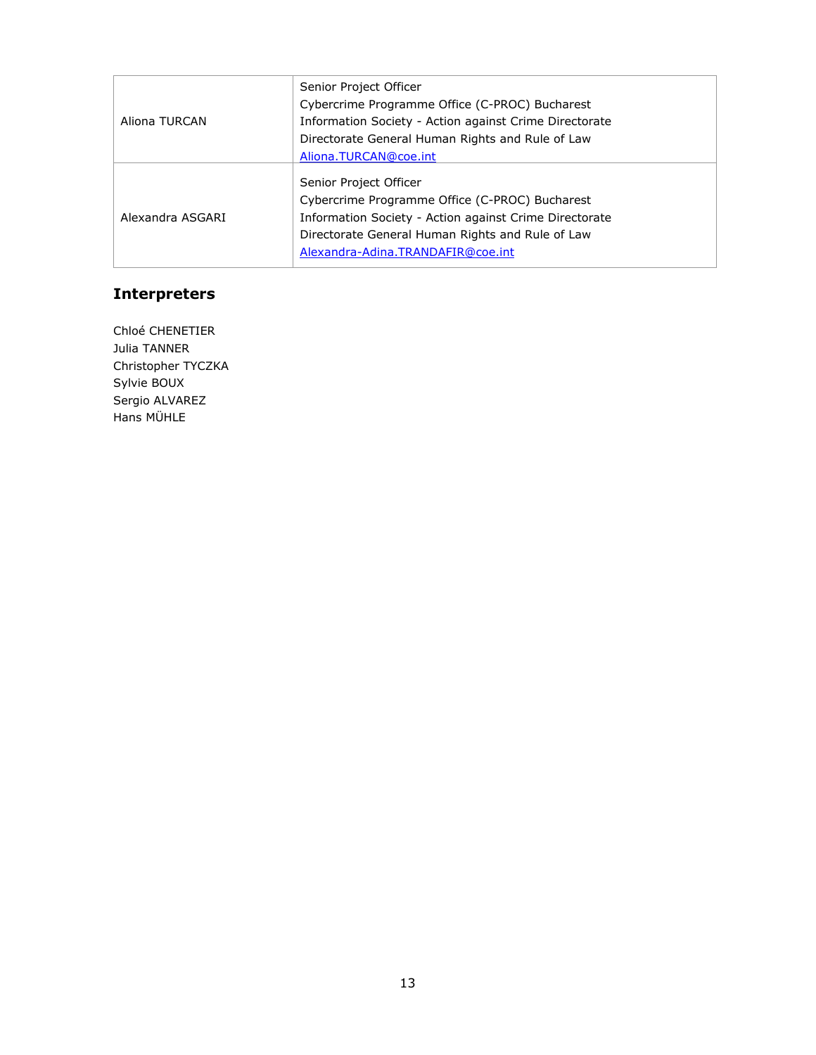| | |
|---|---|
| Aliona TURCAN | Senior Project Officer<br>Cybercrime Programme Office (C-PROC) Bucharest<br>Information Society - Action against Crime Directorate<br>Directorate General Human Rights and Rule of Law<br>Aliona.TURCAN@coe.int |
| Alexandra ASGARI | Senior Project Officer<br>Cybercrime Programme Office (C-PROC) Bucharest<br>Information Society - Action against Crime Directorate<br>Directorate General Human Rights and Rule of Law<br>Alexandra-Adina.TRANDAFIR@coe.int |

## Interpreters

Chloé CHENETIER
Julia TANNER
Christopher TYCZKA
Sylvie BOUX
Sergio ALVAREZ
Hans MÜHLE